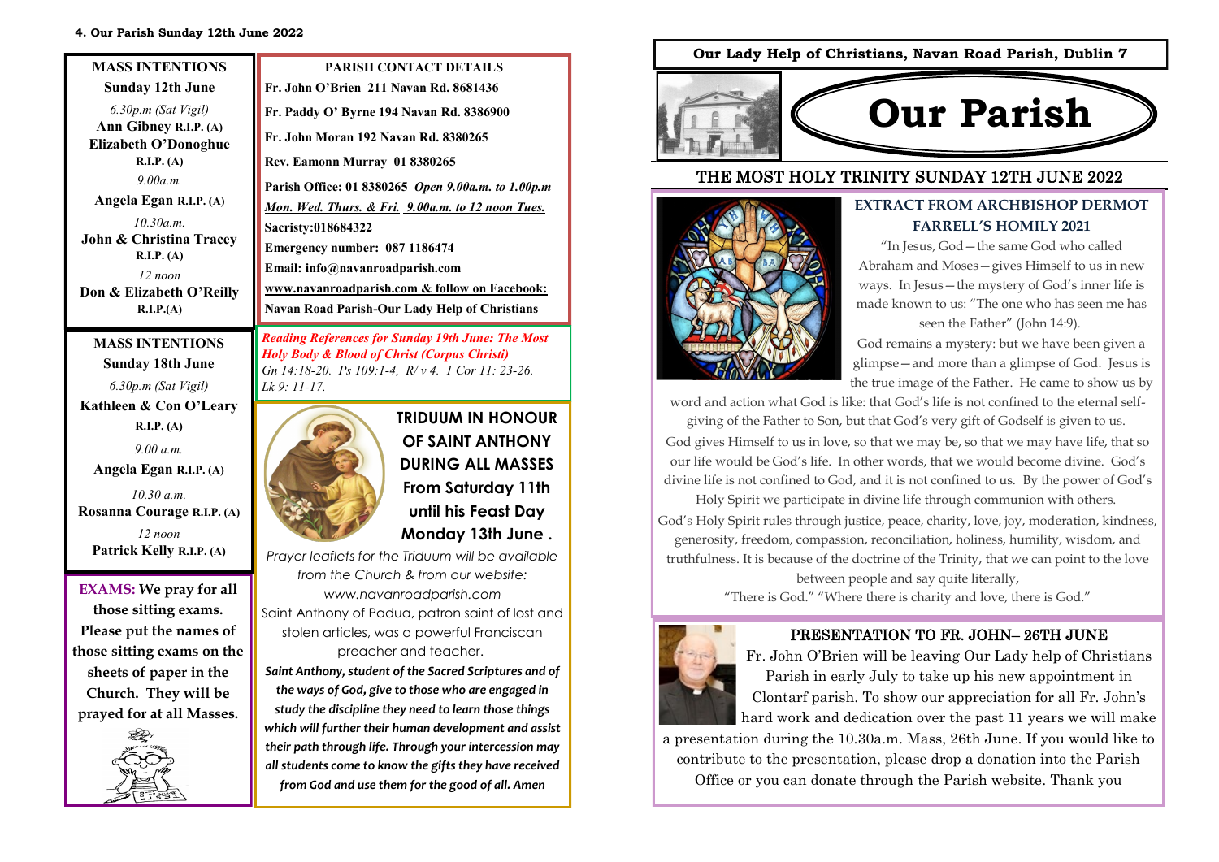## MASS INTENTIONS

**Sunday 12th June**

*6.30p.m (Sat Vigil)*

**Ann Gibney R.I.P. (A)**
**Elizabeth O'Donoghue R.I.P. (A)**

*9.00a.m.*

**Angela Egan R.I.P. (A)**

*10.30a.m.*

**John & Christina Tracey R.I.P. (A)**

*12 noon*

**Don & Elizabeth O'Reilly R.I.P.(A)**

## MASS INTENTIONS

**Sunday 18th June**

*6.30p.m (Sat Vigil)*

**Kathleen & Con O'Leary R.I.P. (A)**

*9.00 a.m.*

**Angela Egan R.I.P. (A)**

*10.30 a.m.*

**Rosanna Courage R.I.P. (A)**

*12 noon*

**Patrick Kelly R.I.P. (A)**

**EXAMS: We pray for all those sitting exams. Please put the names of those sitting exams on the sheets of paper in the Church. They will be prayed for at all Masses.**

## PARISH CONTACT DETAILS

**Fr. John O'Brien 211 Navan Rd. 8681436**

**Fr. Paddy O' Byrne 194 Navan Rd. 8386900**

**Fr. John Moran 192 Navan Rd. 8380265**

**Rev. Eamonn Murray 01 8380265**

**Parish Office: 01 8380265** ***Open 9.00a.m. to 1.00p.m Mon. Wed. Thurs. & Fri. 9.00a.m. to 12 noon Tues.***

**Sacristy:018684322**

**Emergency number: 087 1186474**

**Email: info@navanroadparish.com**

**www.navanroadparish.com & follow on Facebook: Navan Road Parish-Our Lady Help of Christians**

***Reading References for Sunday 19th June: The Most Holy Body & Blood of Christ (Corpus Christi)***
*Gn 14:18-20. Ps 109:1-4, R/ v 4. 1 Cor 11: 23-26. Lk 9: 11-17.*

## TRIDUUM IN HONOUR OF SAINT ANTHONY DURING ALL MASSES From Saturday 11th until his Feast Day Monday 13th June .

*Prayer leaflets for the Triduum will be available from the Church & from our website: www.navanroadparish.com*

Saint Anthony of Padua, patron saint of lost and stolen articles, was a powerful Franciscan preacher and teacher.

***Saint Anthony, student of the Sacred Scriptures and of the ways of God, give to those who are engaged in study the discipline they need to learn those things which will further their human development and assist their path through life. Through your intercession may all students come to know the gifts they have received from God and use them for the good of all. Amen***

**Our Lady Help of Christians, Navan Road Parish, Dublin 7**

# Our Parish

## THE MOST HOLY TRINITY SUNDAY 12TH JUNE 2022

### EXTRACT FROM ARCHBISHOP DERMOT FARRELL'S HOMILY 2021

"In Jesus, God—the same God who called Abraham and Moses—gives Himself to us in new ways. In Jesus—the mystery of God's inner life is made known to us: "The one who has seen me has seen the Father" (John 14:9).

God remains a mystery: but we have been given a glimpse—and more than a glimpse of God. Jesus is the true image of the Father. He came to show us by word and action what God is like: that God's life is not confined to the eternal self-giving of the Father to Son, but that God's very gift of Godself is given to us.

God gives Himself to us in love, so that we may be, so that we may have life, that so our life would be God's life. In other words, that we would become divine. God's divine life is not confined to God, and it is not confined to us. By the power of God's Holy Spirit we participate in divine life through communion with others.

God's Holy Spirit rules through justice, peace, charity, love, joy, moderation, kindness, generosity, freedom, compassion, reconciliation, holiness, humility, wisdom, and truthfulness. It is because of the doctrine of the Trinity, that we can point to the love between people and say quite literally,

"There is God." "Where there is charity and love, there is God."

## PRESENTATION TO FR. JOHN– 26TH JUNE

Fr. John O'Brien will be leaving Our Lady help of Christians Parish in early July to take up his new appointment in Clontarf parish. To show our appreciation for all Fr. John's hard work and dedication over the past 11 years we will make a presentation during the 10.30a.m. Mass, 26th June. If you would like to contribute to the presentation, please drop a donation into the Parish Office or you can donate through the Parish website. Thank you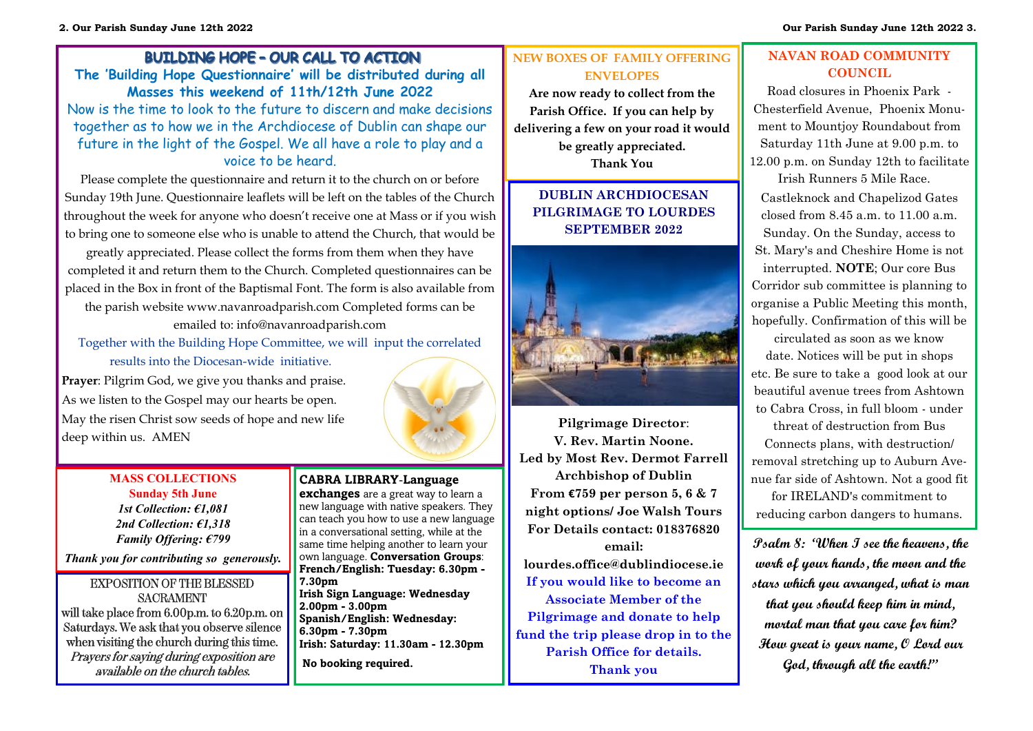## BUILDING HOPE – OUR CALL TO ACTION

**The 'Building Hope Questionnaire' will be distributed during all Masses this weekend of 11th/12th June 2022**

Now is the time to look to the future to discern and make decisions together as to how we in the Archdiocese of Dublin can shape our future in the light of the Gospel. We all have a role to play and a voice to be heard.

Please complete the questionnaire and return it to the church on or before Sunday 19th June. Questionnaire leaflets will be left on the tables of the Church throughout the week for anyone who doesn't receive one at Mass or if you wish to bring one to someone else who is unable to attend the Church, that would be greatly appreciated. Please collect the forms from them when they have completed it and return them to the Church. Completed questionnaires can be placed in the Box in front of the Baptismal Font. The form is also available from the parish website www.navanroadparish.com Completed forms can be emailed to: info@navanroadparish.com

Together with the Building Hope Committee, we will input the correlated results into the Diocesan-wide initiative.

**Prayer**: Pilgrim God, we give you thanks and praise. As we listen to the Gospel may our hearts be open. May the risen Christ sow seeds of hope and new life deep within us. AMEN

### MASS COLLECTIONS

**Sunday 5th June**

*1st Collection: €1,081*
*2nd Collection: €1,318*
*Family Offering: €799*

*Thank you for contributing so generously.*

### EXPOSITION OF THE BLESSED SACRAMENT

will take place from 6.00p.m. to 6.20p.m. on Saturdays. We ask that you observe silence when visiting the church during this time. *Prayers for saying during exposition are available on the church tables.*

**CABRA LIBRARY-Language exchanges** are a great way to learn a new language with native speakers. They can teach you how to use a new language in a conversational setting, while at the same time helping another to learn your own language. **Conversation Groups**:

**French/English: Tuesday: 6.30pm - 7.30pm**
**Irish Sign Language: Wednesday 2.00pm - 3.00pm**
**Spanish/English: Wednesday: 6.30pm - 7.30pm**
**Irish: Saturday: 11.30am - 12.30pm**

**No booking required.**

### NEW BOXES OF FAMILY OFFERING ENVELOPES

**Are now ready to collect from the Parish Office. If you can help by delivering a few on your road it would be greatly appreciated. Thank You**

### DUBLIN ARCHDIOCESAN PILGRIMAGE TO LOURDES SEPTEMBER 2022

**Pilgrimage Director**:
**V. Rev. Martin Noone.**
**Led by Most Rev. Dermot Farrell Archbishop of Dublin**
**From €759 per person 5, 6 & 7 night options/ Joe Walsh Tours**
**For Details contact: 018376820**
**email: lourdes.office@dublindiocese.ie**

**If you would like to become an Associate Member of the Pilgrimage and donate to help fund the trip please drop in to the Parish Office for details. Thank you**

### NAVAN ROAD COMMUNITY COUNCIL

Road closures in Phoenix Park - Chesterfield Avenue, Phoenix Monument to Mountjoy Roundabout from Saturday 11th June at 9.00 p.m. to 12.00 p.m. on Sunday 12th to facilitate Irish Runners 5 Mile Race.

Castleknock and Chapelizod Gates closed from 8.45 a.m. to 11.00 a.m. Sunday. On the Sunday, access to St. Mary's and Cheshire Home is not interrupted. **NOTE**; Our core Bus Corridor sub committee is planning to organise a Public Meeting this month, hopefully. Confirmation of this will be circulated as soon as we know date. Notices will be put in shops etc. Be sure to take a good look at our beautiful avenue trees from Ashtown to Cabra Cross, in full bloom - under threat of destruction from Bus Connects plans, with destruction/ removal stretching up to Auburn Avenue far side of Ashtown. Not a good fit for IRELAND's commitment to reducing carbon dangers to humans.

***Psalm 8: "When I see the heavens, the work of your hands, the moon and the stars which you arranged, what is man that you should keep him in mind, mortal man that you care for him? How great is your name, O Lord our God, through all the earth!"***